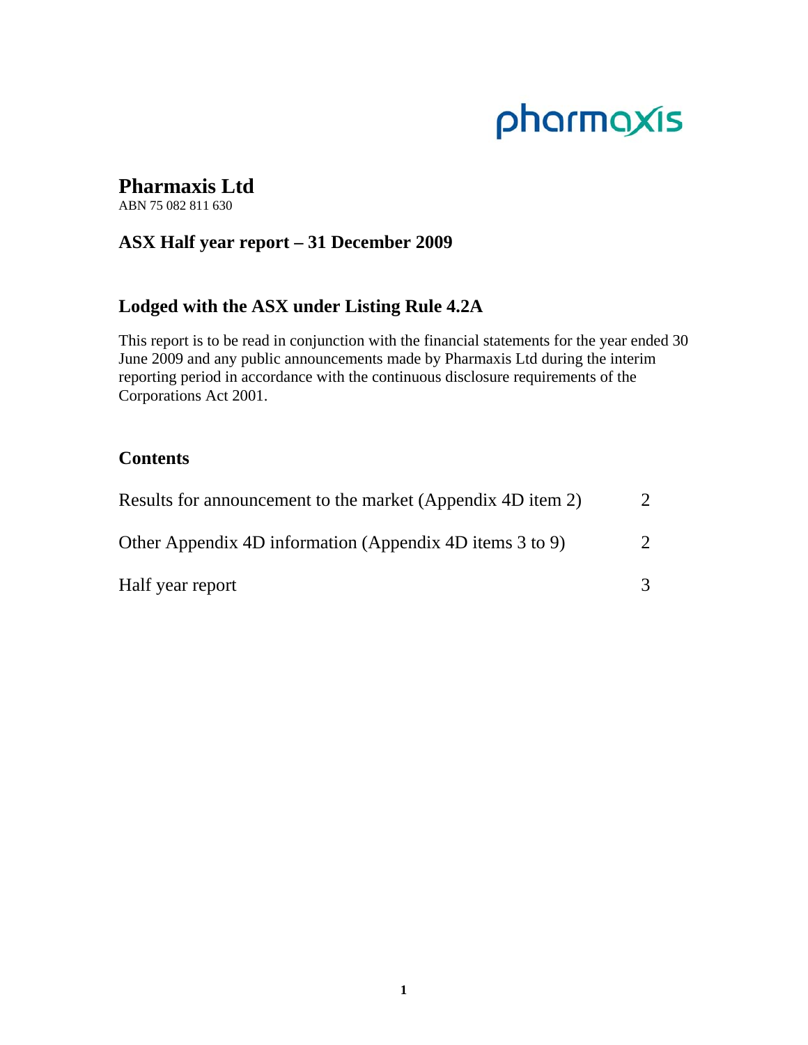# Pharmaxis Ltd

ABN 75 082 811 630

## ASX Half year report – 31 December 2009

## Lodged with the ASX under Listing Rule 4.2A

This report is to be read in conjunction with the financial statements for the year ended 30 June 2009 and any public announcements made by Pharmaxis Ltd during the interim reporting period in accordance with the continuous disclosure requirements of the Corporations Act 2001.

## Contents

| | |
|---|---|
| Results for announcement to the market (Appendix 4D item 2) | 2 |
| Other Appendix 4D information (Appendix 4D items 3 to 9) | 2 |
| Half year report | 3 |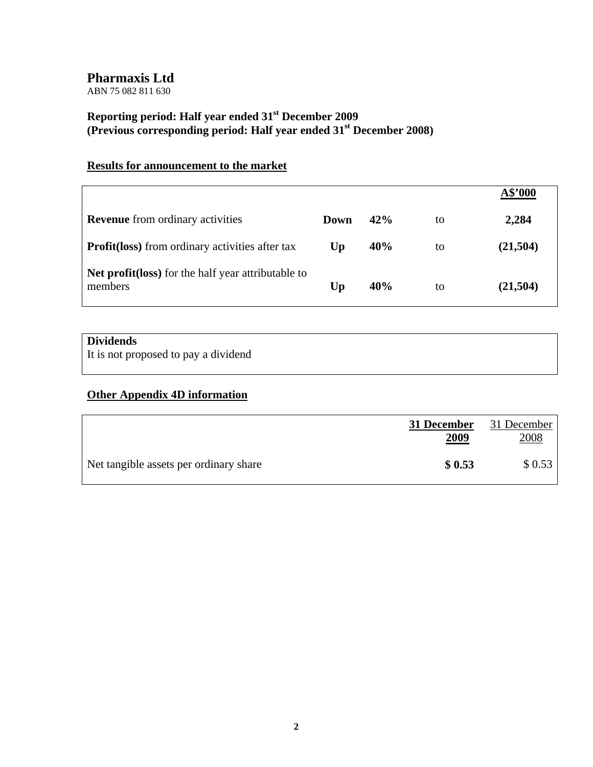# Pharmaxis Ltd

ABN 75 082 811 630

**Reporting period: Half year ended 31st December 2009**
**(Previous corresponding period: Half year ended 31st December 2008)**

## Results for announcement to the market

| | | | | A$'000 |
|---|---|---|---|---|
| **Revenue** from ordinary activities | **Down** | **42%** | to | **2,284** |
| **Profit(loss)** from ordinary activities after tax | **Up** | **40%** | to | **(21,504)** |
| **Net profit(loss)** for the half year attributable to members | **Up** | **40%** | to | **(21,504)** |

**Dividends**

It is not proposed to pay a dividend

## Other Appendix 4D information

| | **31 December 2009** | 31 December 2008 |
|---|---|---|
| Net tangible assets per ordinary share | **$ 0.53** | $ 0.53 |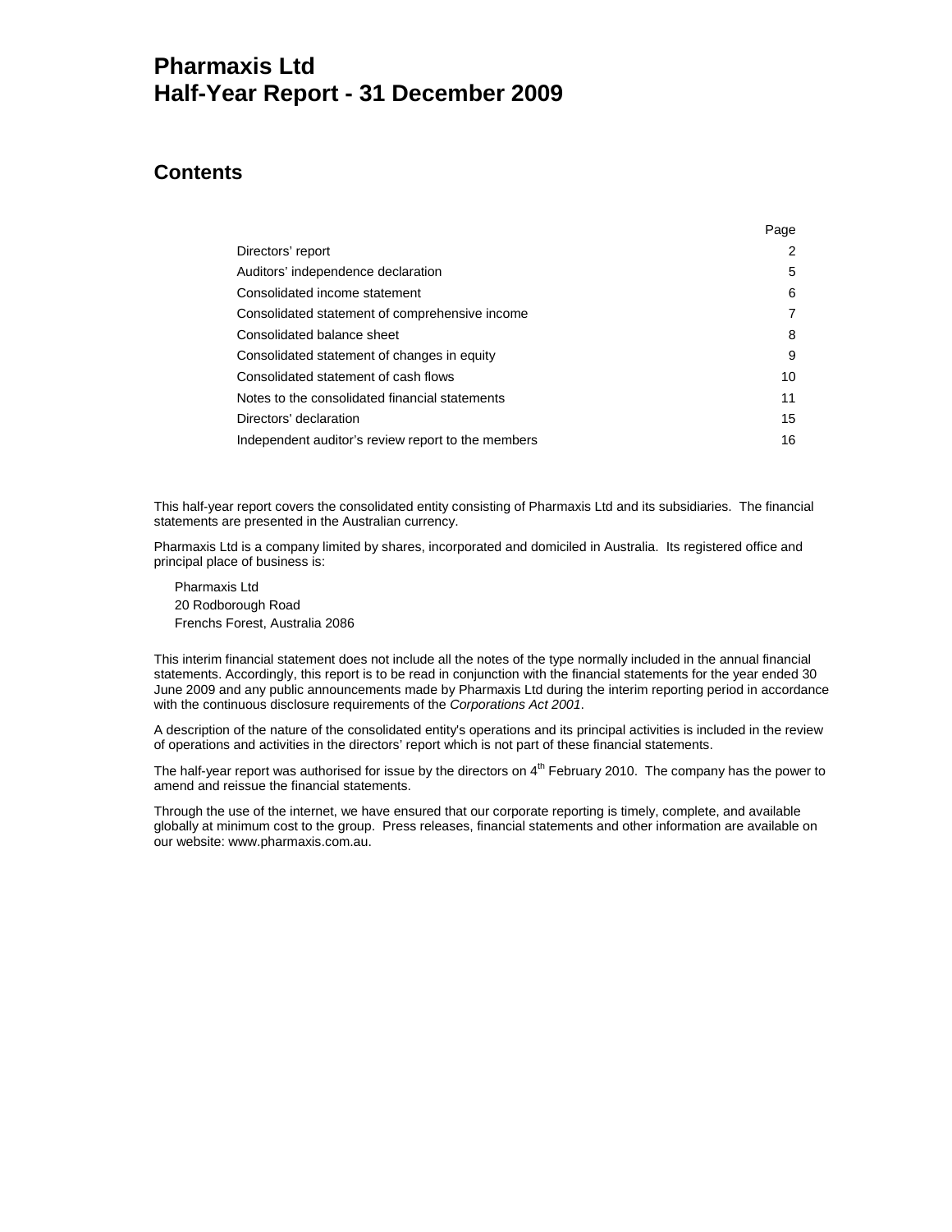# Pharmaxis Ltd
# Half-Year Report - 31 December 2009

## Contents

| | Page |
|---|---|
| Directors' report | 2 |
| Auditors' independence declaration | 5 |
| Consolidated income statement | 6 |
| Consolidated statement of comprehensive income | 7 |
| Consolidated balance sheet | 8 |
| Consolidated statement of changes in equity | 9 |
| Consolidated statement of cash flows | 10 |
| Notes to the consolidated financial statements | 11 |
| Directors' declaration | 15 |
| Independent auditor's review report to the members | 16 |

This half-year report covers the consolidated entity consisting of Pharmaxis Ltd and its subsidiaries. The financial statements are presented in the Australian currency.

Pharmaxis Ltd is a company limited by shares, incorporated and domiciled in Australia. Its registered office and principal place of business is:

Pharmaxis Ltd
20 Rodborough Road
Frenchs Forest, Australia 2086

This interim financial statement does not include all the notes of the type normally included in the annual financial statements. Accordingly, this report is to be read in conjunction with the financial statements for the year ended 30 June 2009 and any public announcements made by Pharmaxis Ltd during the interim reporting period in accordance with the continuous disclosure requirements of the *Corporations Act 2001*.

A description of the nature of the consolidated entity's operations and its principal activities is included in the review of operations and activities in the directors' report which is not part of these financial statements.

The half-year report was authorised for issue by the directors on 4th February 2010. The company has the power to amend and reissue the financial statements.

Through the use of the internet, we have ensured that our corporate reporting is timely, complete, and available globally at minimum cost to the group. Press releases, financial statements and other information are available on our website: www.pharmaxis.com.au.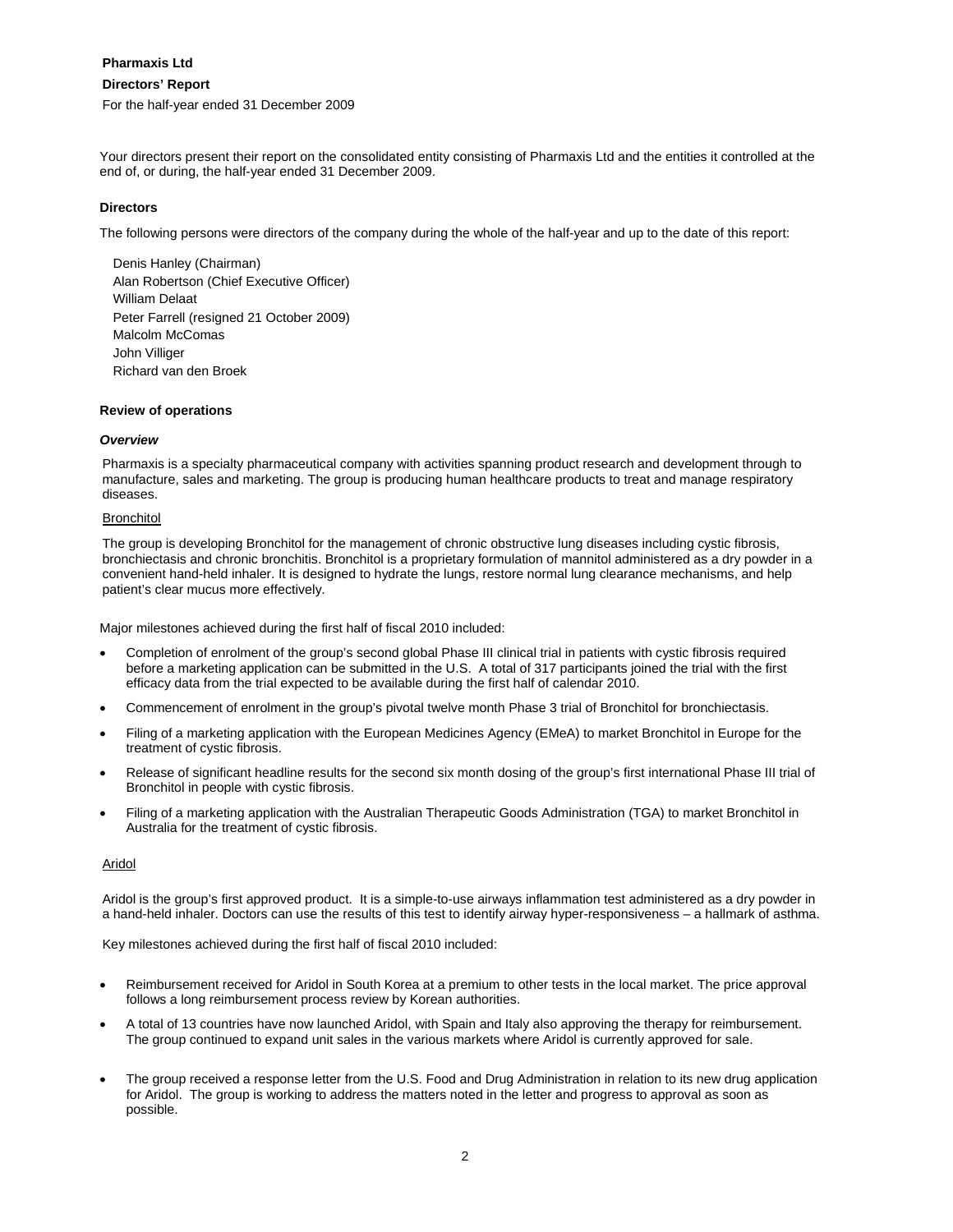**Pharmaxis Ltd**

**Directors' Report**

For the half-year ended 31 December 2009

Your directors present their report on the consolidated entity consisting of Pharmaxis Ltd and the entities it controlled at the end of, or during, the half-year ended 31 December 2009.

## Directors

The following persons were directors of the company during the whole of the half-year and up to the date of this report:

Denis Hanley (Chairman)
Alan Robertson (Chief Executive Officer)
William Delaat
Peter Farrell (resigned 21 October 2009)
Malcolm McComas
John Villiger
Richard van den Broek

## Review of operations

### *Overview*

Pharmaxis is a specialty pharmaceutical company with activities spanning product research and development through to manufacture, sales and marketing. The group is producing human healthcare products to treat and manage respiratory diseases.

Bronchitol

The group is developing Bronchitol for the management of chronic obstructive lung diseases including cystic fibrosis, bronchiectasis and chronic bronchitis. Bronchitol is a proprietary formulation of mannitol administered as a dry powder in a convenient hand-held inhaler. It is designed to hydrate the lungs, restore normal lung clearance mechanisms, and help patient's clear mucus more effectively.

Major milestones achieved during the first half of fiscal 2010 included:

- Completion of enrolment of the group's second global Phase III clinical trial in patients with cystic fibrosis required before a marketing application can be submitted in the U.S. A total of 317 participants joined the trial with the first efficacy data from the trial expected to be available during the first half of calendar 2010.
- Commencement of enrolment in the group's pivotal twelve month Phase 3 trial of Bronchitol for bronchiectasis.
- Filing of a marketing application with the European Medicines Agency (EMeA) to market Bronchitol in Europe for the treatment of cystic fibrosis.
- Release of significant headline results for the second six month dosing of the group's first international Phase III trial of Bronchitol in people with cystic fibrosis.
- Filing of a marketing application with the Australian Therapeutic Goods Administration (TGA) to market Bronchitol in Australia for the treatment of cystic fibrosis.

Aridol

Aridol is the group's first approved product. It is a simple-to-use airways inflammation test administered as a dry powder in a hand-held inhaler. Doctors can use the results of this test to identify airway hyper-responsiveness – a hallmark of asthma.

Key milestones achieved during the first half of fiscal 2010 included:

- Reimbursement received for Aridol in South Korea at a premium to other tests in the local market. The price approval follows a long reimbursement process review by Korean authorities.
- A total of 13 countries have now launched Aridol, with Spain and Italy also approving the therapy for reimbursement. The group continued to expand unit sales in the various markets where Aridol is currently approved for sale.
- The group received a response letter from the U.S. Food and Drug Administration in relation to its new drug application for Aridol. The group is working to address the matters noted in the letter and progress to approval as soon as possible.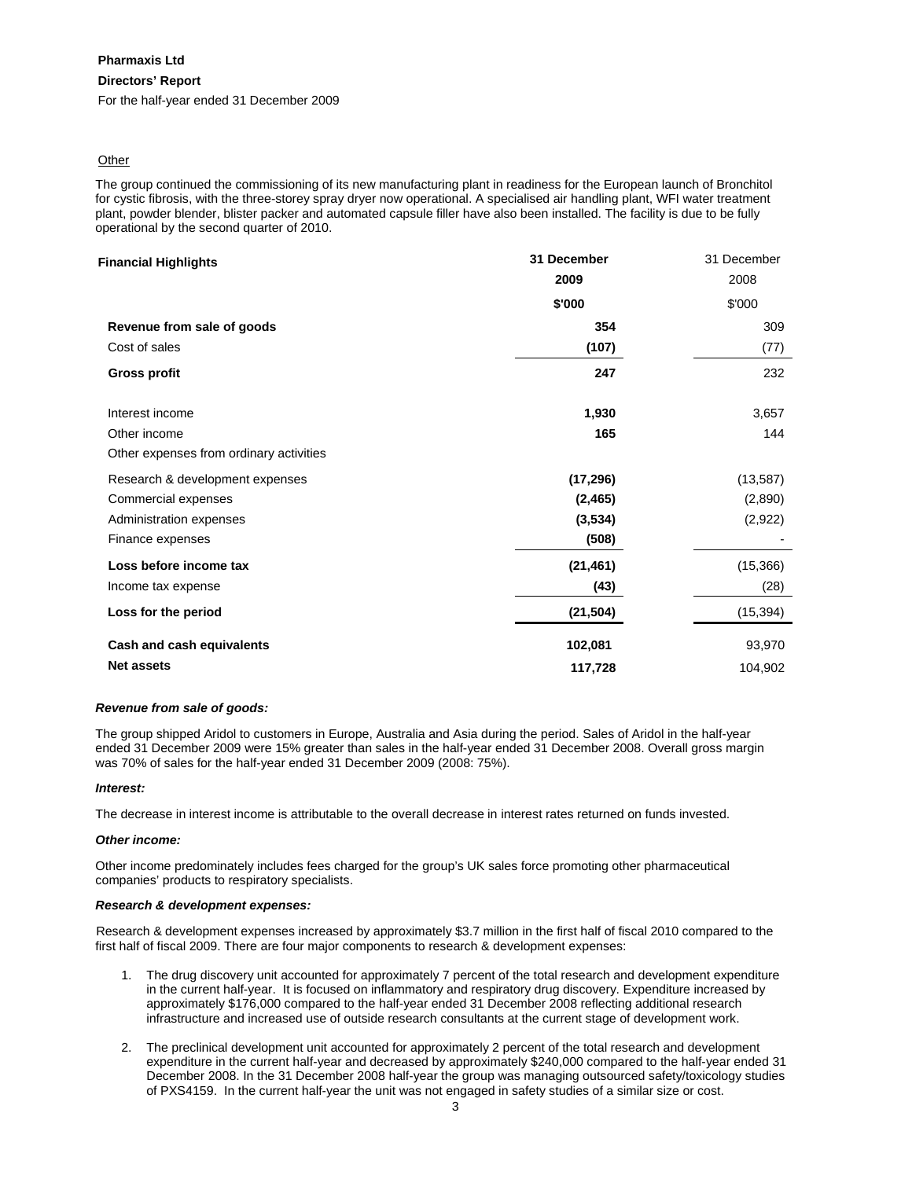**Pharmaxis Ltd**

**Directors' Report**

For the half-year ended 31 December 2009

Other

The group continued the commissioning of its new manufacturing plant in readiness for the European launch of Bronchitol for cystic fibrosis, with the three-storey spray dryer now operational. A specialised air handling plant, WFI water treatment plant, powder blender, blister packer and automated capsule filler have also been installed. The facility is due to be fully operational by the second quarter of 2010.

| **Financial Highlights** | **31 December 2009** | 31 December 2008 |
|---|---|---|
| | **$'000** | $'000 |
| **Revenue from sale of goods** | **354** | 309 |
| Cost of sales | **(107)** | (77) |
| **Gross profit** | **247** | 232 |
| | | |
| Interest income | **1,930** | 3,657 |
| Other income | **165** | 144 |
| Other expenses from ordinary activities | | |
| Research & development expenses | **(17,296)** | (13,587) |
| Commercial expenses | **(2,465)** | (2,890) |
| Administration expenses | **(3,534)** | (2,922) |
| Finance expenses | **(508)** | - |
| **Loss before income tax** | **(21,461)** | (15,366) |
| Income tax expense | **(43)** | (28) |
| **Loss for the period** | **(21,504)** | (15,394) |
| **Cash and cash equivalents** | **102,081** | 93,970 |
| **Net assets** | **117,728** | 104,902 |

***Revenue from sale of goods:***

The group shipped Aridol to customers in Europe, Australia and Asia during the period. Sales of Aridol in the half-year ended 31 December 2009 were 15% greater than sales in the half-year ended 31 December 2008. Overall gross margin was 70% of sales for the half-year ended 31 December 2009 (2008: 75%).

***Interest:***

The decrease in interest income is attributable to the overall decrease in interest rates returned on funds invested.

***Other income:***

Other income predominately includes fees charged for the group's UK sales force promoting other pharmaceutical companies' products to respiratory specialists.

***Research & development expenses:***

Research & development expenses increased by approximately $3.7 million in the first half of fiscal 2010 compared to the first half of fiscal 2009. There are four major components to research & development expenses:

1. The drug discovery unit accounted for approximately 7 percent of the total research and development expenditure in the current half-year. It is focused on inflammatory and respiratory drug discovery. Expenditure increased by approximately $176,000 compared to the half-year ended 31 December 2008 reflecting additional research infrastructure and increased use of outside research consultants at the current stage of development work.

2. The preclinical development unit accounted for approximately 2 percent of the total research and development expenditure in the current half-year and decreased by approximately $240,000 compared to the half-year ended 31 December 2008. In the 31 December 2008 half-year the group was managing outsourced safety/toxicology studies of PXS4159. In the current half-year the unit was not engaged in safety studies of a similar size or cost.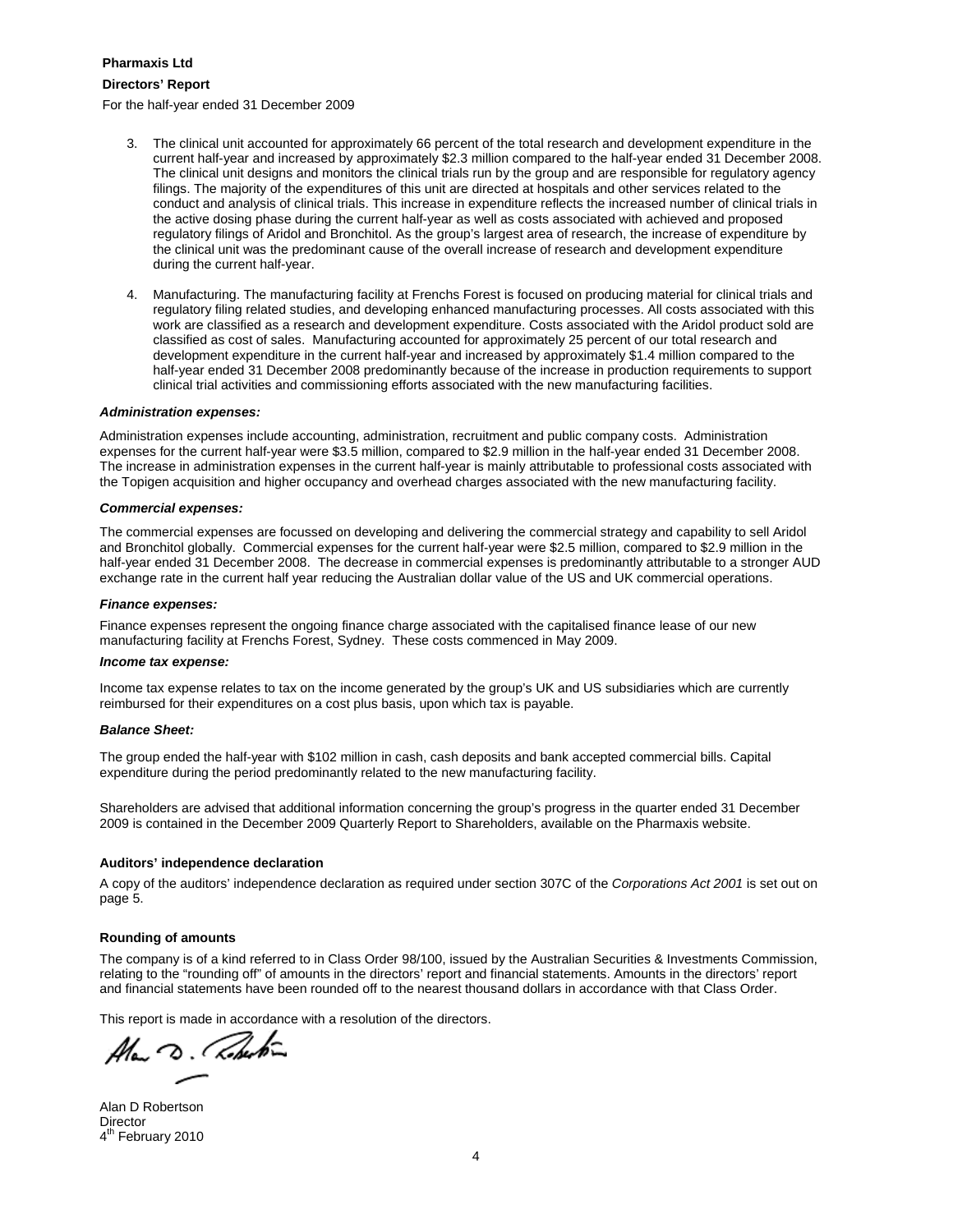**Pharmaxis Ltd**

**Directors' Report**

For the half-year ended 31 December 2009

3. The clinical unit accounted for approximately 66 percent of the total research and development expenditure in the current half-year and increased by approximately $2.3 million compared to the half-year ended 31 December 2008. The clinical unit designs and monitors the clinical trials run by the group and are responsible for regulatory agency filings. The majority of the expenditures of this unit are directed at hospitals and other services related to the conduct and analysis of clinical trials. This increase in expenditure reflects the increased number of clinical trials in the active dosing phase during the current half-year as well as costs associated with achieved and proposed regulatory filings of Aridol and Bronchitol. As the group's largest area of research, the increase of expenditure by the clinical unit was the predominant cause of the overall increase of research and development expenditure during the current half-year.

4. Manufacturing. The manufacturing facility at Frenchs Forest is focused on producing material for clinical trials and regulatory filing related studies, and developing enhanced manufacturing processes. All costs associated with this work are classified as a research and development expenditure. Costs associated with the Aridol product sold are classified as cost of sales. Manufacturing accounted for approximately 25 percent of our total research and development expenditure in the current half-year and increased by approximately $1.4 million compared to the half-year ended 31 December 2008 predominantly because of the increase in production requirements to support clinical trial activities and commissioning efforts associated with the new manufacturing facilities.

***Administration expenses:***

Administration expenses include accounting, administration, recruitment and public company costs. Administration expenses for the current half-year were $3.5 million, compared to $2.9 million in the half-year ended 31 December 2008. The increase in administration expenses in the current half-year is mainly attributable to professional costs associated with the Topigen acquisition and higher occupancy and overhead charges associated with the new manufacturing facility.

***Commercial expenses:***

The commercial expenses are focussed on developing and delivering the commercial strategy and capability to sell Aridol and Bronchitol globally. Commercial expenses for the current half-year were $2.5 million, compared to $2.9 million in the half-year ended 31 December 2008. The decrease in commercial expenses is predominantly attributable to a stronger AUD exchange rate in the current half year reducing the Australian dollar value of the US and UK commercial operations.

***Finance expenses:***

Finance expenses represent the ongoing finance charge associated with the capitalised finance lease of our new manufacturing facility at Frenchs Forest, Sydney. These costs commenced in May 2009.

***Income tax expense:***

Income tax expense relates to tax on the income generated by the group's UK and US subsidiaries which are currently reimbursed for their expenditures on a cost plus basis, upon which tax is payable.

***Balance Sheet:***

The group ended the half-year with $102 million in cash, cash deposits and bank accepted commercial bills. Capital expenditure during the period predominantly related to the new manufacturing facility.

Shareholders are advised that additional information concerning the group's progress in the quarter ended 31 December 2009 is contained in the December 2009 Quarterly Report to Shareholders, available on the Pharmaxis website.

**Auditors' independence declaration**

A copy of the auditors' independence declaration as required under section 307C of the *Corporations Act 2001* is set out on page 5.

**Rounding of amounts**

The company is of a kind referred to in Class Order 98/100, issued by the Australian Securities & Investments Commission, relating to the "rounding off" of amounts in the directors' report and financial statements. Amounts in the directors' report and financial statements have been rounded off to the nearest thousand dollars in accordance with that Class Order.

This report is made in accordance with a resolution of the directors.

Alan D Robertson
Director
4th February 2010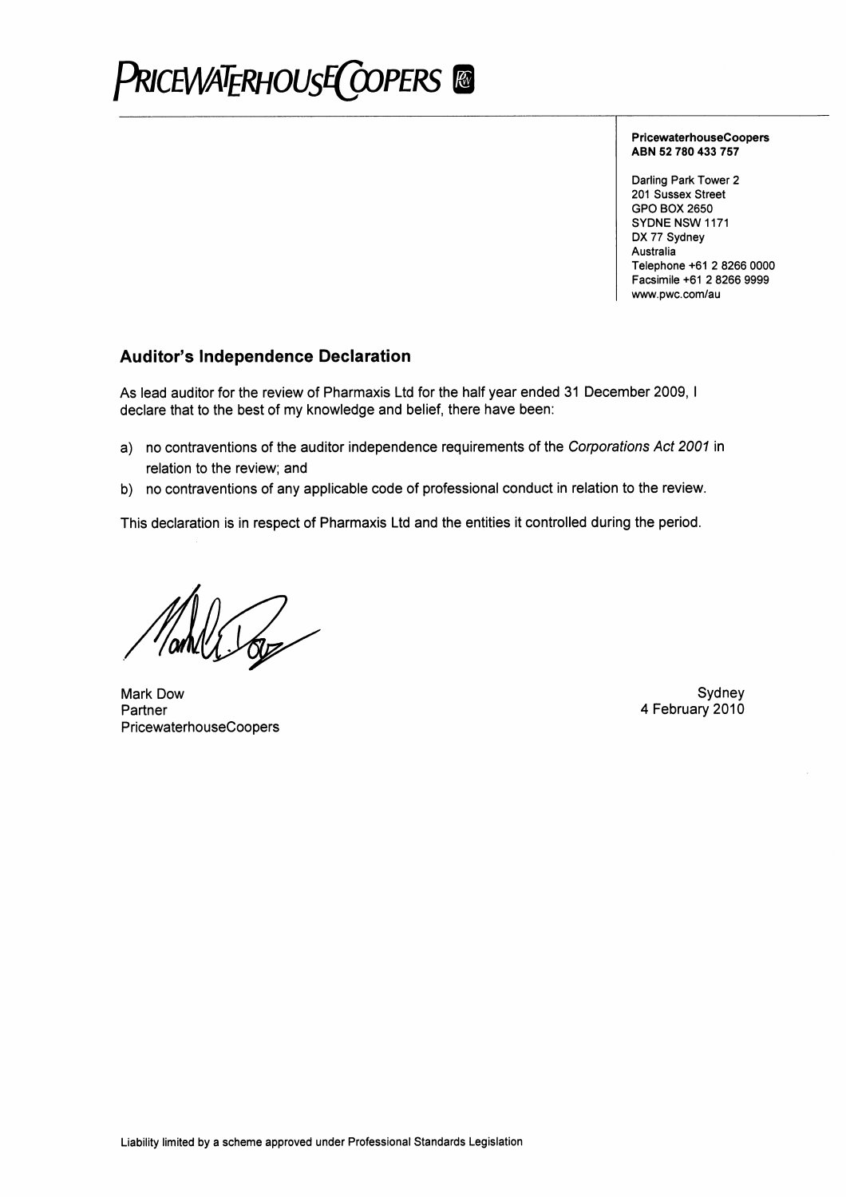# PRICEWATERHOUSECOOPERS

**PricewaterhouseCoopers**
**ABN 52 780 433 757**

Darling Park Tower 2
201 Sussex Street
GPO BOX 2650
SYDNE NSW 1171
DX 77 Sydney
Australia
Telephone +61 2 8266 0000
Facsimile +61 2 8266 9999
www.pwc.com/au

## Auditor's Independence Declaration

As lead auditor for the review of Pharmaxis Ltd for the half year ended 31 December 2009, I declare that to the best of my knowledge and belief, there have been:

a) no contraventions of the auditor independence requirements of the *Corporations Act 2001* in relation to the review; and

b) no contraventions of any applicable code of professional conduct in relation to the review.

This declaration is in respect of Pharmaxis Ltd and the entities it controlled during the period.

Mark Dow
Partner
PricewaterhouseCoopers

Sydney
4 February 2010

Liability limited by a scheme approved under Professional Standards Legislation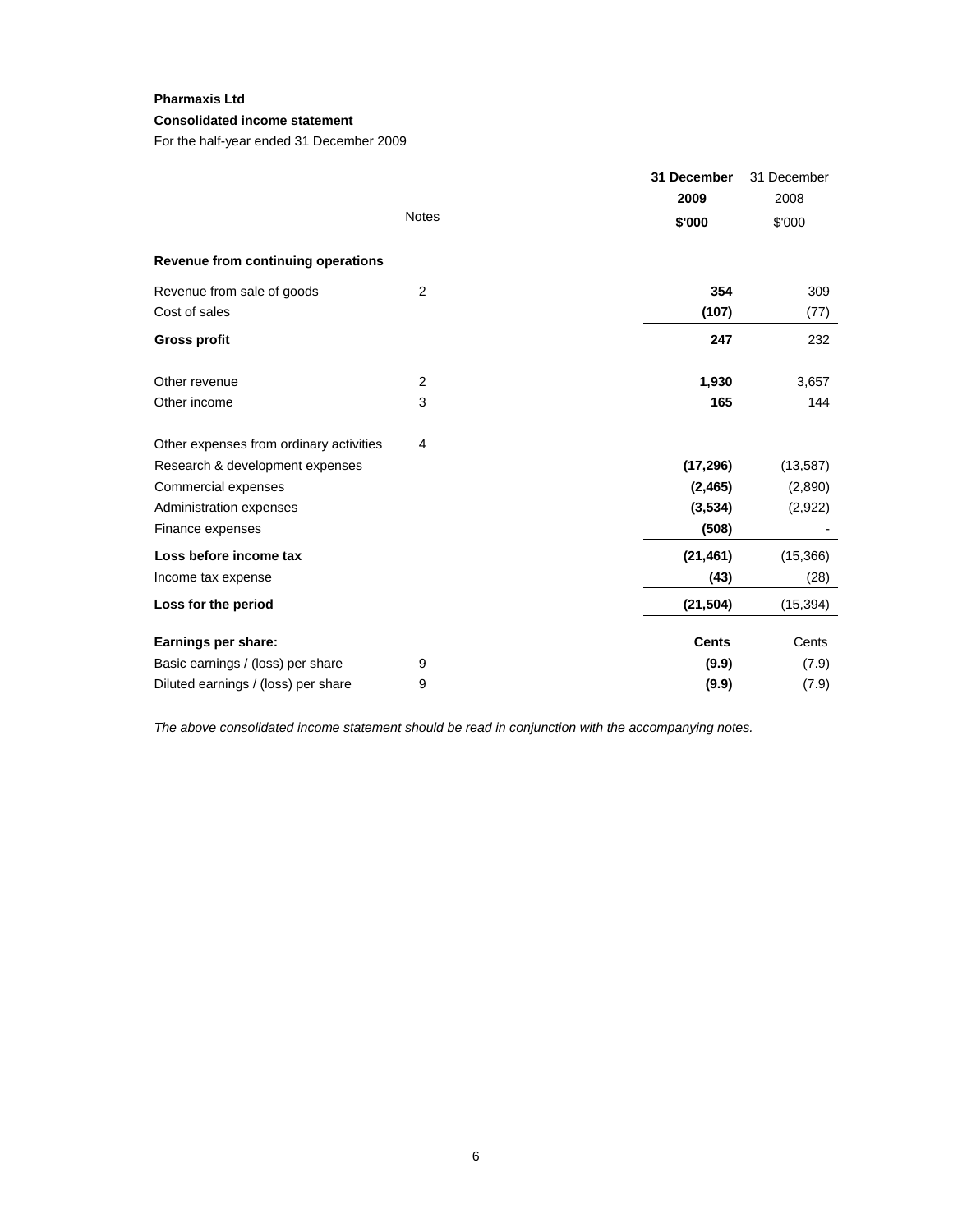**Pharmaxis Ltd**

**Consolidated income statement**

For the half-year ended 31 December 2009

| | Notes | **31 December 2009 $'000** | 31 December 2008 $'000 |
|---|---|---|---|
| **Revenue from continuing operations** | | | |
| Revenue from sale of goods | 2 | **354** | 309 |
| Cost of sales | | **(107)** | (77) |
| **Gross profit** | | **247** | 232 |
| Other revenue | 2 | **1,930** | 3,657 |
| Other income | 3 | **165** | 144 |
| Other expenses from ordinary activities | 4 | | |
| Research & development expenses | | **(17,296)** | (13,587) |
| Commercial expenses | | **(2,465)** | (2,890) |
| Administration expenses | | **(3,534)** | (2,922) |
| Finance expenses | | **(508)** | - |
| **Loss before income tax** | | **(21,461)** | (15,366) |
| Income tax expense | | **(43)** | (28) |
| **Loss for the period** | | **(21,504)** | (15,394) |
| **Earnings per share:** | | **Cents** | Cents |
| Basic earnings / (loss) per share | 9 | **(9.9)** | (7.9) |
| Diluted earnings / (loss) per share | 9 | **(9.9)** | (7.9) |

*The above consolidated income statement should be read in conjunction with the accompanying notes.*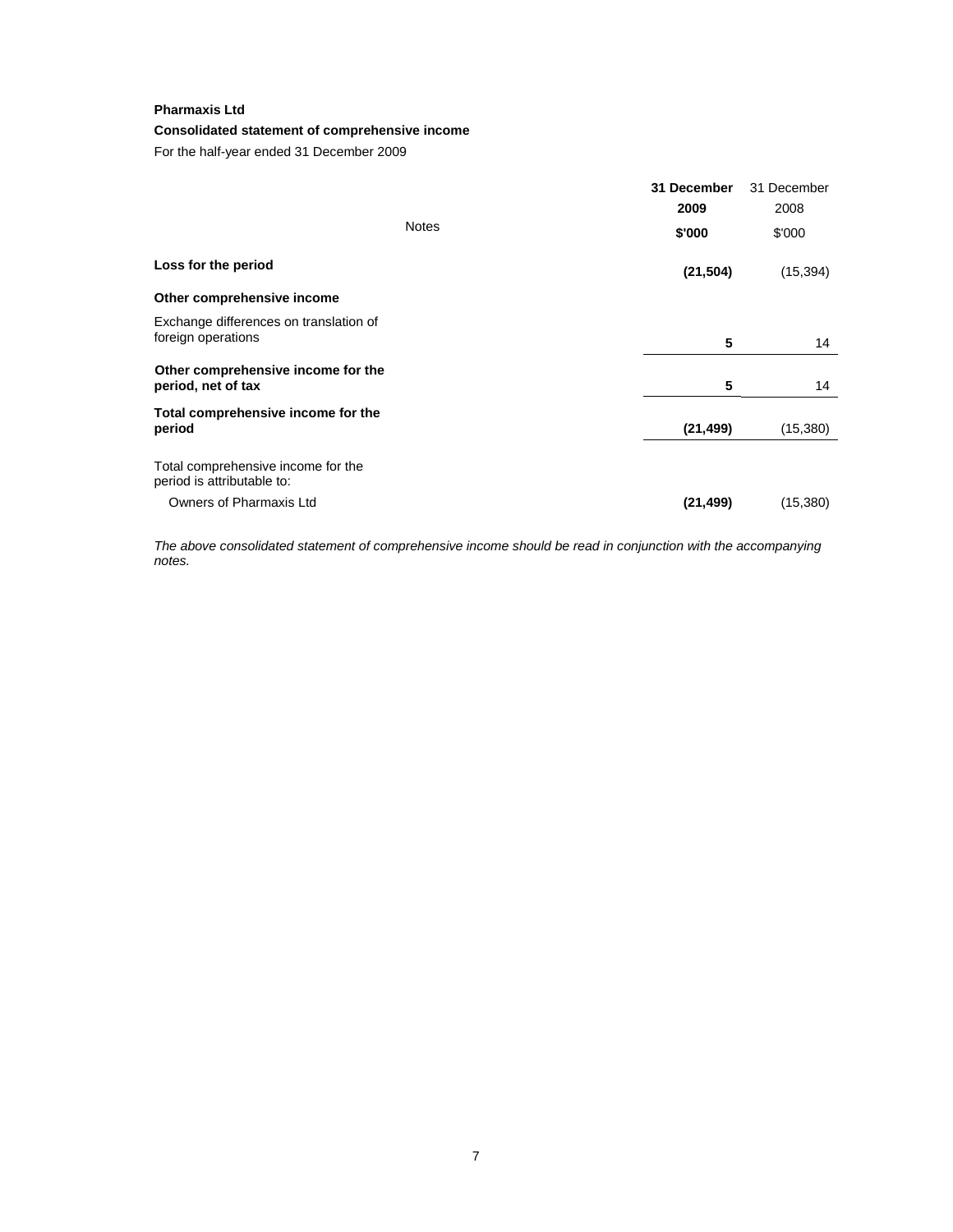**Pharmaxis Ltd**

**Consolidated statement of comprehensive income**

For the half-year ended 31 December 2009

| | Notes | **31 December 2009 $'000** | 31 December 2008 $'000 |
|---|---|---|---|
| **Loss for the period** | | **(21,504)** | (15,394) |
| **Other comprehensive income** | | | |
| Exchange differences on translation of foreign operations | | **5** | 14 |
| **Other comprehensive income for the period, net of tax** | | **5** | 14 |
| **Total comprehensive income for the period** | | **(21,499)** | (15,380) |
| Total comprehensive income for the period is attributable to: | | | |
| Owners of Pharmaxis Ltd | | **(21,499)** | (15,380) |

*The above consolidated statement of comprehensive income should be read in conjunction with the accompanying notes.*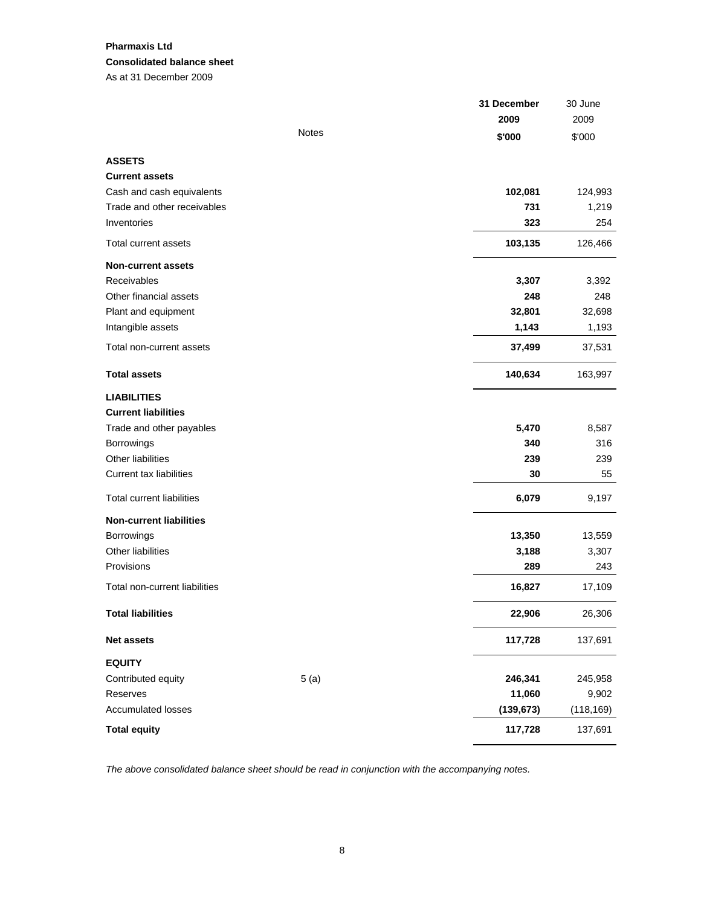**Pharmaxis Ltd**

**Consolidated balance sheet**

As at 31 December 2009

| | Notes | **31 December 2009 $'000** | 30 June 2009 $'000 |
|---|---|---|---|
| **ASSETS** | | | |
| **Current assets** | | | |
| Cash and cash equivalents | | **102,081** | 124,993 |
| Trade and other receivables | | **731** | 1,219 |
| Inventories | | **323** | 254 |
| Total current assets | | **103,135** | 126,466 |
| **Non-current assets** | | | |
| Receivables | | **3,307** | 3,392 |
| Other financial assets | | **248** | 248 |
| Plant and equipment | | **32,801** | 32,698 |
| Intangible assets | | **1,143** | 1,193 |
| Total non-current assets | | **37,499** | 37,531 |
| **Total assets** | | **140,634** | 163,997 |
| **LIABILITIES** | | | |
| **Current liabilities** | | | |
| Trade and other payables | | **5,470** | 8,587 |
| Borrowings | | **340** | 316 |
| Other liabilities | | **239** | 239 |
| Current tax liabilities | | **30** | 55 |
| Total current liabilities | | **6,079** | 9,197 |
| **Non-current liabilities** | | | |
| Borrowings | | **13,350** | 13,559 |
| Other liabilities | | **3,188** | 3,307 |
| Provisions | | **289** | 243 |
| Total non-current liabilities | | **16,827** | 17,109 |
| **Total liabilities** | | **22,906** | 26,306 |
| **Net assets** | | **117,728** | 137,691 |
| **EQUITY** | | | |
| Contributed equity | 5 (a) | **246,341** | 245,958 |
| Reserves | | **11,060** | 9,902 |
| Accumulated losses | | **(139,673)** | (118,169) |
| **Total equity** | | **117,728** | 137,691 |

*The above consolidated balance sheet should be read in conjunction with the accompanying notes.*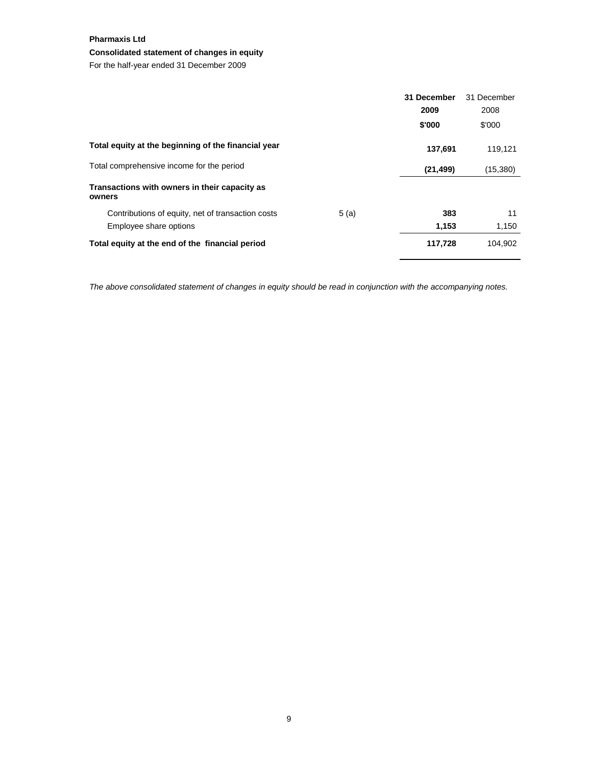**Pharmaxis Ltd**

**Consolidated statement of changes in equity**

For the half-year ended 31 December 2009

| | | **31 December 2009** | 31 December 2008 |
|---|---|---|---|
| | | **$'000** | $'000 |
| **Total equity at the beginning of the financial year** | | **137,691** | 119,121 |
| Total comprehensive income for the period | | **(21,499)** | (15,380) |
| **Transactions with owners in their capacity as owners** | | | |
| Contributions of equity, net of transaction costs | 5 (a) | **383** | 11 |
| Employee share options | | **1,153** | 1,150 |
| **Total equity at the end of the financial period** | | **117,728** | 104,902 |

*The above consolidated statement of changes in equity should be read in conjunction with the accompanying notes.*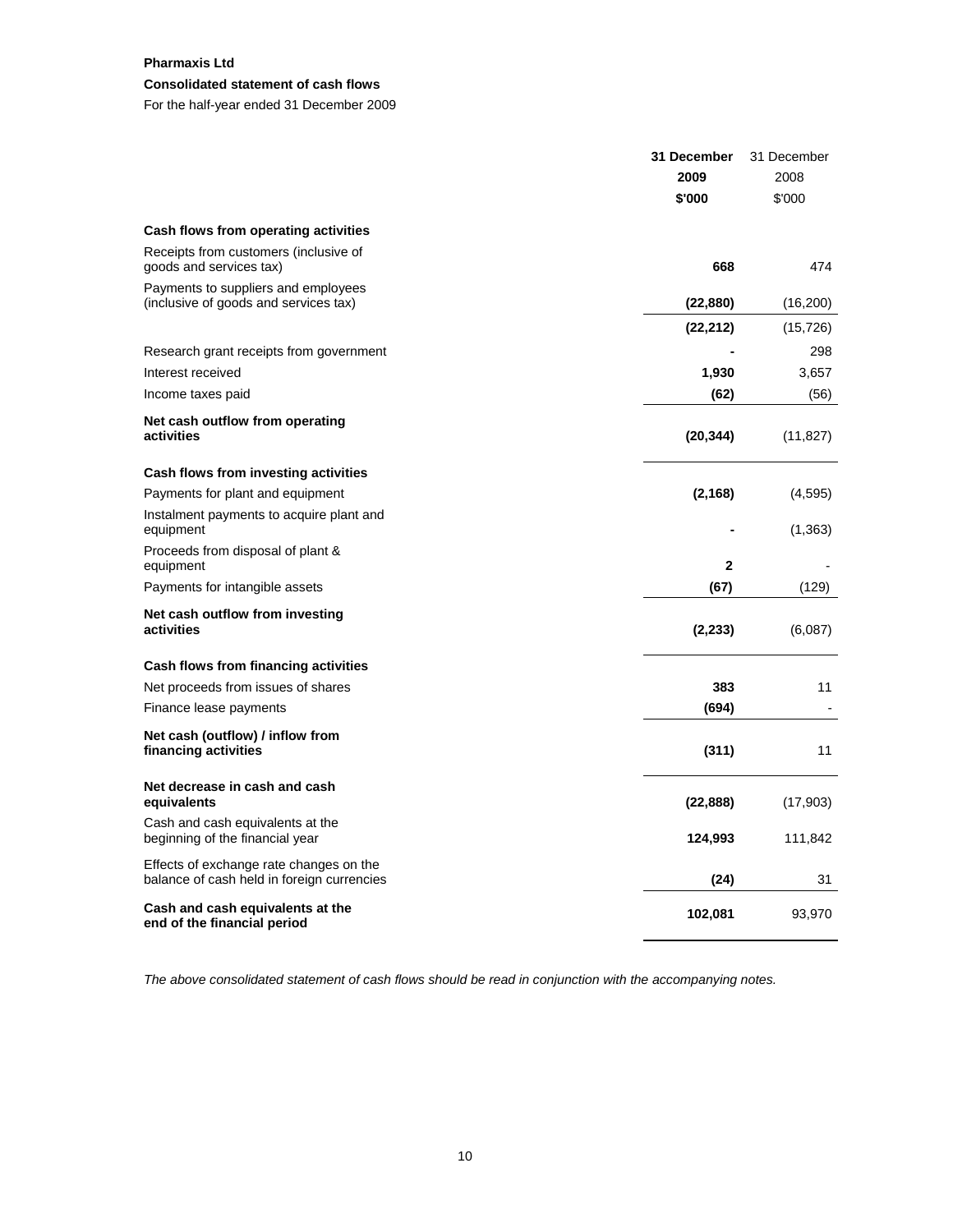**Pharmaxis Ltd**

**Consolidated statement of cash flows**

For the half-year ended 31 December 2009

| | **31 December 2009 \$'000** | 31 December 2008 \$'000 |
|---|---|---|
| **Cash flows from operating activities** | | |
| Receipts from customers (inclusive of goods and services tax) | **668** | 474 |
| Payments to suppliers and employees (inclusive of goods and services tax) | **(22,880)** | (16,200) |
| | **(22,212)** | (15,726) |
| Research grant receipts from government | **-** | 298 |
| Interest received | **1,930** | 3,657 |
| Income taxes paid | **(62)** | (56) |
| **Net cash outflow from operating activities** | **(20,344)** | (11,827) |
| **Cash flows from investing activities** | | |
| Payments for plant and equipment | **(2,168)** | (4,595) |
| Instalment payments to acquire plant and equipment | **-** | (1,363) |
| Proceeds from disposal of plant & equipment | **2** | - |
| Payments for intangible assets | **(67)** | (129) |
| **Net cash outflow from investing activities** | **(2,233)** | (6,087) |
| **Cash flows from financing activities** | | |
| Net proceeds from issues of shares | **383** | 11 |
| Finance lease payments | **(694)** | - |
| **Net cash (outflow) / inflow from financing activities** | **(311)** | 11 |
| **Net decrease in cash and cash equivalents** | **(22,888)** | (17,903) |
| Cash and cash equivalents at the beginning of the financial year | **124,993** | 111,842 |
| Effects of exchange rate changes on the balance of cash held in foreign currencies | **(24)** | 31 |
| **Cash and cash equivalents at the end of the financial period** | **102,081** | 93,970 |

*The above consolidated statement of cash flows should be read in conjunction with the accompanying notes.*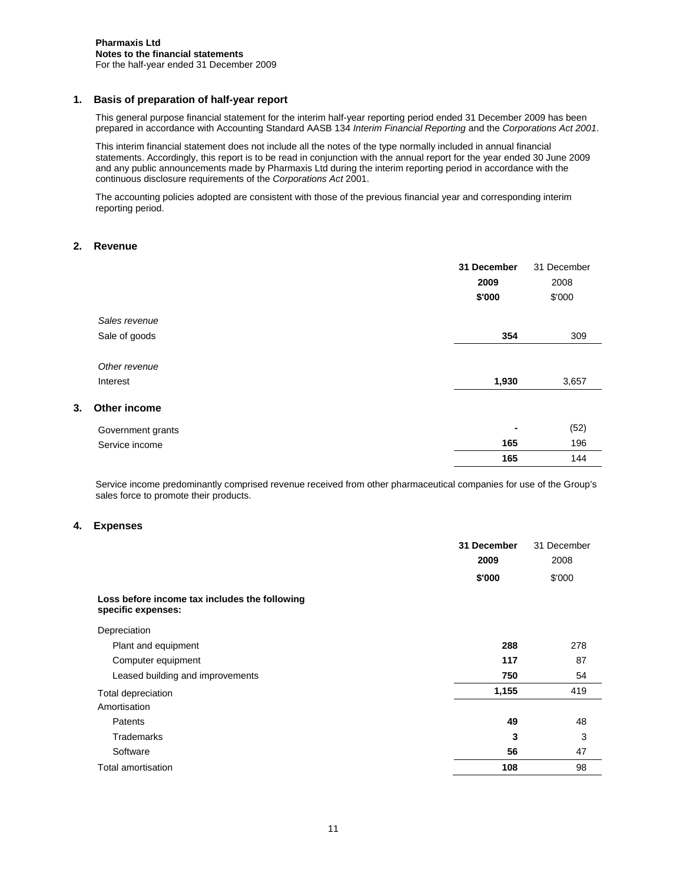**Pharmaxis Ltd**
**Notes to the financial statements**
For the half-year ended 31 December 2009

## 1. Basis of preparation of half-year report

This general purpose financial statement for the interim half-year reporting period ended 31 December 2009 has been prepared in accordance with Accounting Standard AASB 134 *Interim Financial Reporting* and the *Corporations Act 2001*.

This interim financial statement does not include all the notes of the type normally included in annual financial statements. Accordingly, this report is to be read in conjunction with the annual report for the year ended 30 June 2009 and any public announcements made by Pharmaxis Ltd during the interim reporting period in accordance with the continuous disclosure requirements of the *Corporations Act* 2001.

The accounting policies adopted are consistent with those of the previous financial year and corresponding interim reporting period.

## 2. Revenue

| | **31 December 2009 $'000** | 31 December 2008 $'000 |
|---|---|---|
| *Sales revenue* | | |
| Sale of goods | **354** | 309 |
| *Other revenue* | | |
| Interest | **1,930** | 3,657 |

## 3. Other income

| | **31 December 2009 $'000** | 31 December 2008 $'000 |
|---|---|---|
| Government grants | **-** | (52) |
| Service income | **165** | 196 |
| | **165** | 144 |

Service income predominantly comprised revenue received from other pharmaceutical companies for use of the Group's sales force to promote their products.

## 4. Expenses

| | **31 December 2009 $'000** | 31 December 2008 $'000 |
|---|---|---|
| **Loss before income tax includes the following specific expenses:** | | |
| Depreciation | | |
| Plant and equipment | **288** | 278 |
| Computer equipment | **117** | 87 |
| Leased building and improvements | **750** | 54 |
| Total depreciation | **1,155** | 419 |
| Amortisation | | |
| Patents | **49** | 48 |
| Trademarks | **3** | 3 |
| Software | **56** | 47 |
| Total amortisation | **108** | 98 |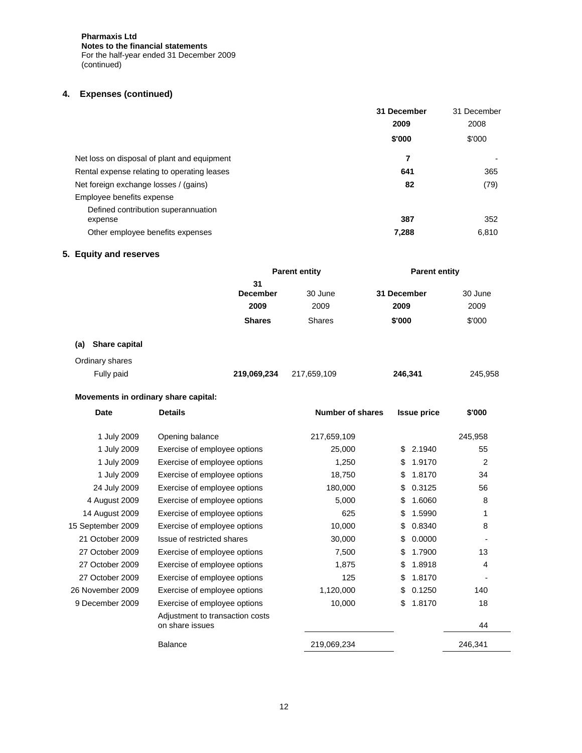**Pharmaxis Ltd**
**Notes to the financial statements**
For the half-year ended 31 December 2009
(continued)

## 4. Expenses (continued)

| | **31 December 2009 $'000** | 31 December 2008 $'000 |
|---|---|---|
| Net loss on disposal of plant and equipment | **7** | - |
| Rental expense relating to operating leases | **641** | 365 |
| Net foreign exchange losses / (gains) | **82** | (79) |
| Employee benefits expense | | |
| Defined contribution superannuation expense | **387** | 352 |
| Other employee benefits expenses | **7,288** | 6,810 |

## 5. Equity and reserves

| | **Parent entity** | | **Parent entity** | |
|---|---|---|---|---|
| | **31 December 2009 Shares** | 30 June 2009 Shares | **31 December 2009 $'000** | 30 June 2009 $'000 |
| **(a) Share capital** | | | | |
| Ordinary shares | | | | |
| Fully paid | **219,069,234** | 217,659,109 | **246,341** | 245,958 |

**Movements in ordinary share capital:**

| **Date** | **Details** | **Number of shares** | **Issue price** | **$'000** |
|---|---|---|---|---|
| 1 July 2009 | Opening balance | 217,659,109 | | 245,958 |
| 1 July 2009 | Exercise of employee options | 25,000 | $ 2.1940 | 55 |
| 1 July 2009 | Exercise of employee options | 1,250 | $ 1.9170 | 2 |
| 1 July 2009 | Exercise of employee options | 18,750 | $ 1.8170 | 34 |
| 24 July 2009 | Exercise of employee options | 180,000 | $ 0.3125 | 56 |
| 4 August 2009 | Exercise of employee options | 5,000 | $ 1.6060 | 8 |
| 14 August 2009 | Exercise of employee options | 625 | $ 1.5990 | 1 |
| 15 September 2009 | Exercise of employee options | 10,000 | $ 0.8340 | 8 |
| 21 October 2009 | Issue of restricted shares | 30,000 | $ 0.0000 | - |
| 27 October 2009 | Exercise of employee options | 7,500 | $ 1.7900 | 13 |
| 27 October 2009 | Exercise of employee options | 1,875 | $ 1.8918 | 4 |
| 27 October 2009 | Exercise of employee options | 125 | $ 1.8170 | - |
| 26 November 2009 | Exercise of employee options | 1,120,000 | $ 0.1250 | 140 |
| 9 December 2009 | Exercise of employee options | 10,000 | $ 1.8170 | 18 |
| | Adjustment to transaction costs on share issues | | | 44 |
| | Balance | 219,069,234 | | 246,341 |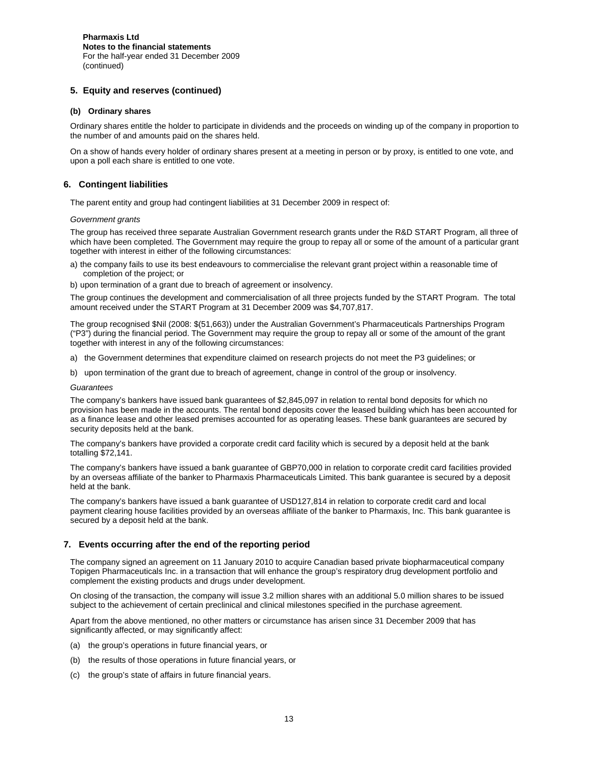**Pharmaxis Ltd**
**Notes to the financial statements**
For the half-year ended 31 December 2009
(continued)

## 5. Equity and reserves (continued)

### (b) Ordinary shares

Ordinary shares entitle the holder to participate in dividends and the proceeds on winding up of the company in proportion to the number of and amounts paid on the shares held.

On a show of hands every holder of ordinary shares present at a meeting in person or by proxy, is entitled to one vote, and upon a poll each share is entitled to one vote.

## 6. Contingent liabilities

The parent entity and group had contingent liabilities at 31 December 2009 in respect of:

*Government grants*

The group has received three separate Australian Government research grants under the R&D START Program, all three of which have been completed. The Government may require the group to repay all or some of the amount of a particular grant together with interest in either of the following circumstances:

a) the company fails to use its best endeavours to commercialise the relevant grant project within a reasonable time of completion of the project; or

b) upon termination of a grant due to breach of agreement or insolvency.

The group continues the development and commercialisation of all three projects funded by the START Program. The total amount received under the START Program at 31 December 2009 was $4,707,817.

The group recognised $Nil (2008: $(51,663)) under the Australian Government's Pharmaceuticals Partnerships Program ("P3") during the financial period. The Government may require the group to repay all or some of the amount of the grant together with interest in any of the following circumstances:

a) the Government determines that expenditure claimed on research projects do not meet the P3 guidelines; or

b) upon termination of the grant due to breach of agreement, change in control of the group or insolvency.

*Guarantees*

The company's bankers have issued bank guarantees of $2,845,097 in relation to rental bond deposits for which no provision has been made in the accounts. The rental bond deposits cover the leased building which has been accounted for as a finance lease and other leased premises accounted for as operating leases. These bank guarantees are secured by security deposits held at the bank.

The company's bankers have provided a corporate credit card facility which is secured by a deposit held at the bank totalling $72,141.

The company's bankers have issued a bank guarantee of GBP70,000 in relation to corporate credit card facilities provided by an overseas affiliate of the banker to Pharmaxis Pharmaceuticals Limited. This bank guarantee is secured by a deposit held at the bank.

The company's bankers have issued a bank guarantee of USD127,814 in relation to corporate credit card and local payment clearing house facilities provided by an overseas affiliate of the banker to Pharmaxis, Inc. This bank guarantee is secured by a deposit held at the bank.

## 7. Events occurring after the end of the reporting period

The company signed an agreement on 11 January 2010 to acquire Canadian based private biopharmaceutical company Topigen Pharmaceuticals Inc. in a transaction that will enhance the group's respiratory drug development portfolio and complement the existing products and drugs under development.

On closing of the transaction, the company will issue 3.2 million shares with an additional 5.0 million shares to be issued subject to the achievement of certain preclinical and clinical milestones specified in the purchase agreement.

Apart from the above mentioned, no other matters or circumstance has arisen since 31 December 2009 that has significantly affected, or may significantly affect:

(a) the group's operations in future financial years, or

(b) the results of those operations in future financial years, or

(c) the group's state of affairs in future financial years.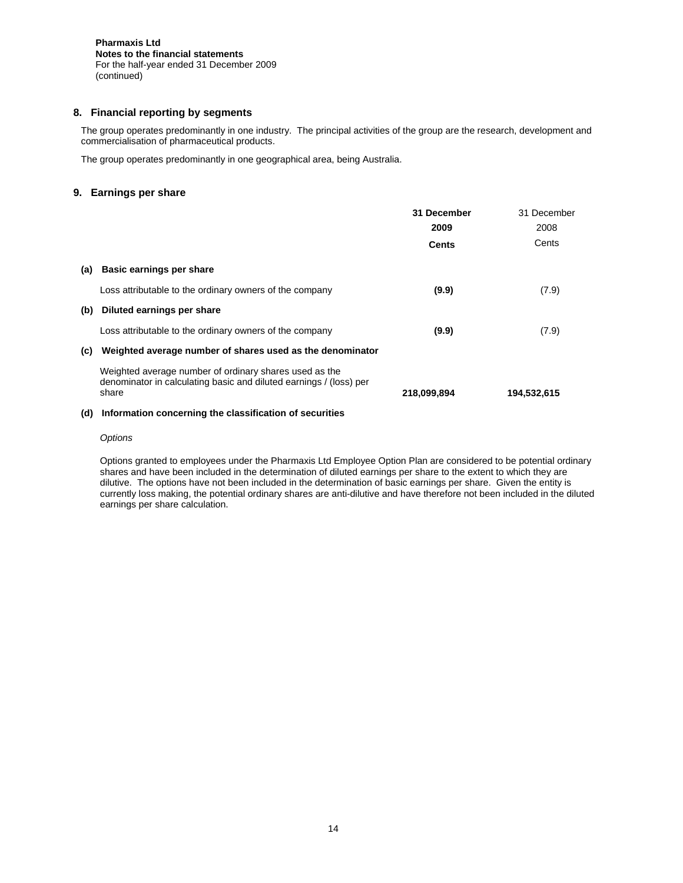**Pharmaxis Ltd**
**Notes to the financial statements**
For the half-year ended 31 December 2009
(continued)

## 8. Financial reporting by segments

The group operates predominantly in one industry. The principal activities of the group are the research, development and commercialisation of pharmaceutical products.

The group operates predominantly in one geographical area, being Australia.

## 9. Earnings per share

| | | 31 December 2009 Cents | 31 December 2008 Cents |
|---|---|---|---|
| **(a)** | **Basic earnings per share** | | |
| | Loss attributable to the ordinary owners of the company | **(9.9)** | (7.9) |
| **(b)** | **Diluted earnings per share** | | |
| | Loss attributable to the ordinary owners of the company | **(9.9)** | (7.9) |
| **(c)** | **Weighted average number of shares used as the denominator** | | |
| | Weighted average number of ordinary shares used as the denominator in calculating basic and diluted earnings / (loss) per share | **218,099,894** | **194,532,615** |

**(d) Information concerning the classification of securities**

*Options*

Options granted to employees under the Pharmaxis Ltd Employee Option Plan are considered to be potential ordinary shares and have been included in the determination of diluted earnings per share to the extent to which they are dilutive. The options have not been included in the determination of basic earnings per share. Given the entity is currently loss making, the potential ordinary shares are anti-dilutive and have therefore not been included in the diluted earnings per share calculation.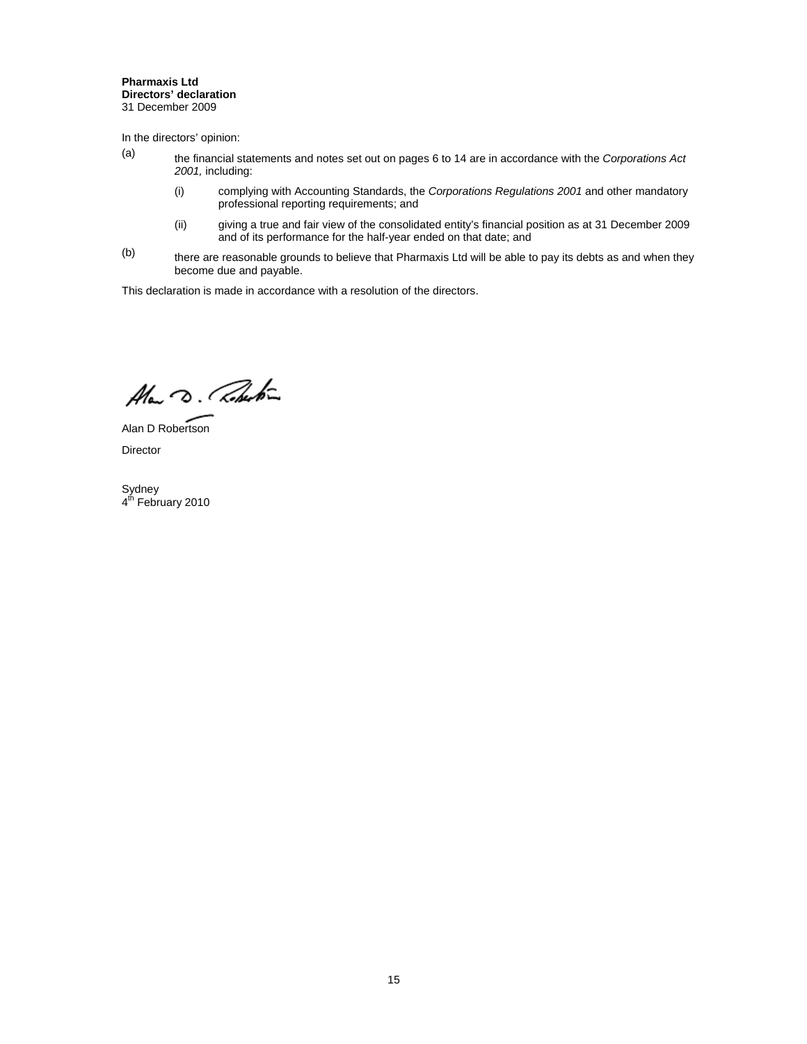**Pharmaxis Ltd**
**Directors' declaration**
31 December 2009

In the directors' opinion:

(a) the financial statements and notes set out on pages 6 to 14 are in accordance with the *Corporations Act 2001,* including:

  (i) complying with Accounting Standards, the *Corporations Regulations 2001* and other mandatory professional reporting requirements; and

  (ii) giving a true and fair view of the consolidated entity's financial position as at 31 December 2009 and of its performance for the half-year ended on that date; and

(b) there are reasonable grounds to believe that Pharmaxis Ltd will be able to pay its debts as and when they become due and payable.

This declaration is made in accordance with a resolution of the directors.

Alan D Robertson

Director

Sydney
4th February 2010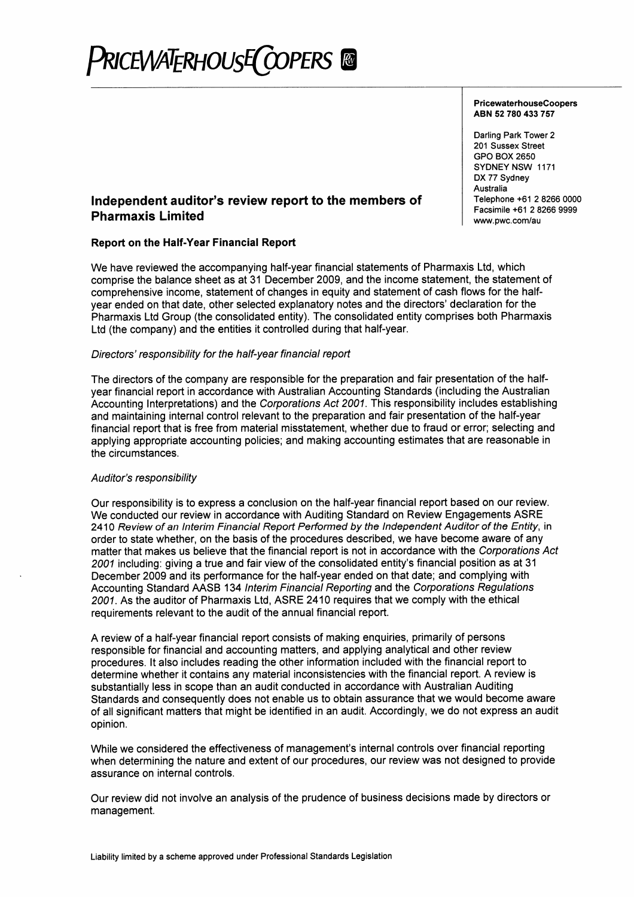**PricewaterhouseCoopers**
**ABN 52 780 433 757**

Darling Park Tower 2
201 Sussex Street
GPO BOX 2650
SYDNEY NSW 1171
DX 77 Sydney
Australia
Telephone +61 2 8266 0000
Facsimile +61 2 8266 9999
www.pwc.com/au

## Independent auditor's review report to the members of Pharmaxis Limited

### Report on the Half-Year Financial Report

We have reviewed the accompanying half-year financial statements of Pharmaxis Ltd, which comprise the balance sheet as at 31 December 2009, and the income statement, the statement of comprehensive income, statement of changes in equity and statement of cash flows for the half-year ended on that date, other selected explanatory notes and the directors' declaration for the Pharmaxis Ltd Group (the consolidated entity). The consolidated entity comprises both Pharmaxis Ltd (the company) and the entities it controlled during that half-year.

*Directors' responsibility for the half-year financial report*

The directors of the company are responsible for the preparation and fair presentation of the half-year financial report in accordance with Australian Accounting Standards (including the Australian Accounting Interpretations) and the *Corporations Act 2001*. This responsibility includes establishing and maintaining internal control relevant to the preparation and fair presentation of the half-year financial report that is free from material misstatement, whether due to fraud or error; selecting and applying appropriate accounting policies; and making accounting estimates that are reasonable in the circumstances.

*Auditor's responsibility*

Our responsibility is to express a conclusion on the half-year financial report based on our review. We conducted our review in accordance with Auditing Standard on Review Engagements ASRE 2410 *Review of an Interim Financial Report Performed by the Independent Auditor of the Entity*, in order to state whether, on the basis of the procedures described, we have become aware of any matter that makes us believe that the financial report is not in accordance with the *Corporations Act 2001* including: giving a true and fair view of the consolidated entity's financial position as at 31 December 2009 and its performance for the half-year ended on that date; and complying with Accounting Standard AASB 134 *Interim Financial Reporting* and the *Corporations Regulations 2001*. As the auditor of Pharmaxis Ltd, ASRE 2410 requires that we comply with the ethical requirements relevant to the audit of the annual financial report.

A review of a half-year financial report consists of making enquiries, primarily of persons responsible for financial and accounting matters, and applying analytical and other review procedures. It also includes reading the other information included with the financial report to determine whether it contains any material inconsistencies with the financial report. A review is substantially less in scope than an audit conducted in accordance with Australian Auditing Standards and consequently does not enable us to obtain assurance that we would become aware of all significant matters that might be identified in an audit. Accordingly, we do not express an audit opinion.

While we considered the effectiveness of management's internal controls over financial reporting when determining the nature and extent of our procedures, our review was not designed to provide assurance on internal controls.

Our review did not involve an analysis of the prudence of business decisions made by directors or management.

Liability limited by a scheme approved under Professional Standards Legislation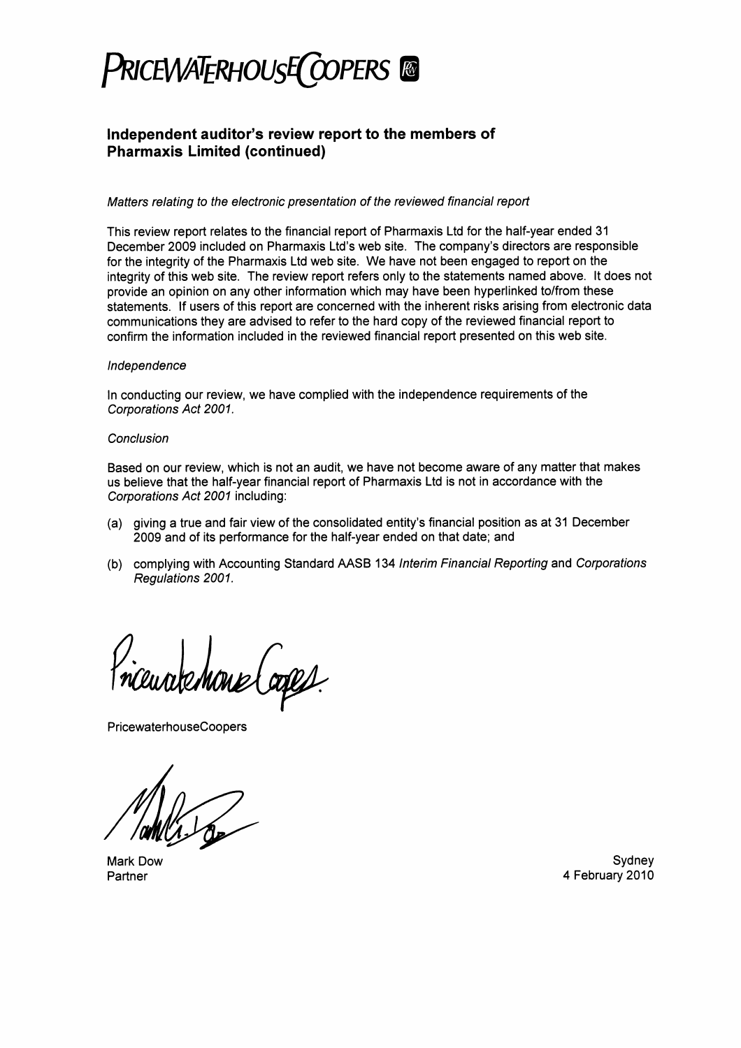PRICEWATERHOUSECOOPERS

## Independent auditor's review report to the members of Pharmaxis Limited (continued)

*Matters relating to the electronic presentation of the reviewed financial report*

This review report relates to the financial report of Pharmaxis Ltd for the half-year ended 31 December 2009 included on Pharmaxis Ltd's web site. The company's directors are responsible for the integrity of the Pharmaxis Ltd web site. We have not been engaged to report on the integrity of this web site. The review report refers only to the statements named above. It does not provide an opinion on any other information which may have been hyperlinked to/from these statements. If users of this report are concerned with the inherent risks arising from electronic data communications they are advised to refer to the hard copy of the reviewed financial report to confirm the information included in the reviewed financial report presented on this web site.

*Independence*

In conducting our review, we have complied with the independence requirements of the *Corporations Act 2001*.

*Conclusion*

Based on our review, which is not an audit, we have not become aware of any matter that makes us believe that the half-year financial report of Pharmaxis Ltd is not in accordance with the *Corporations Act 2001* including:

(a) giving a true and fair view of the consolidated entity's financial position as at 31 December 2009 and of its performance for the half-year ended on that date; and

(b) complying with Accounting Standard AASB 134 *Interim Financial Reporting* and *Corporations Regulations 2001*.

PricewaterhouseCoopers

Mark Dow
Partner

Sydney
4 February 2010